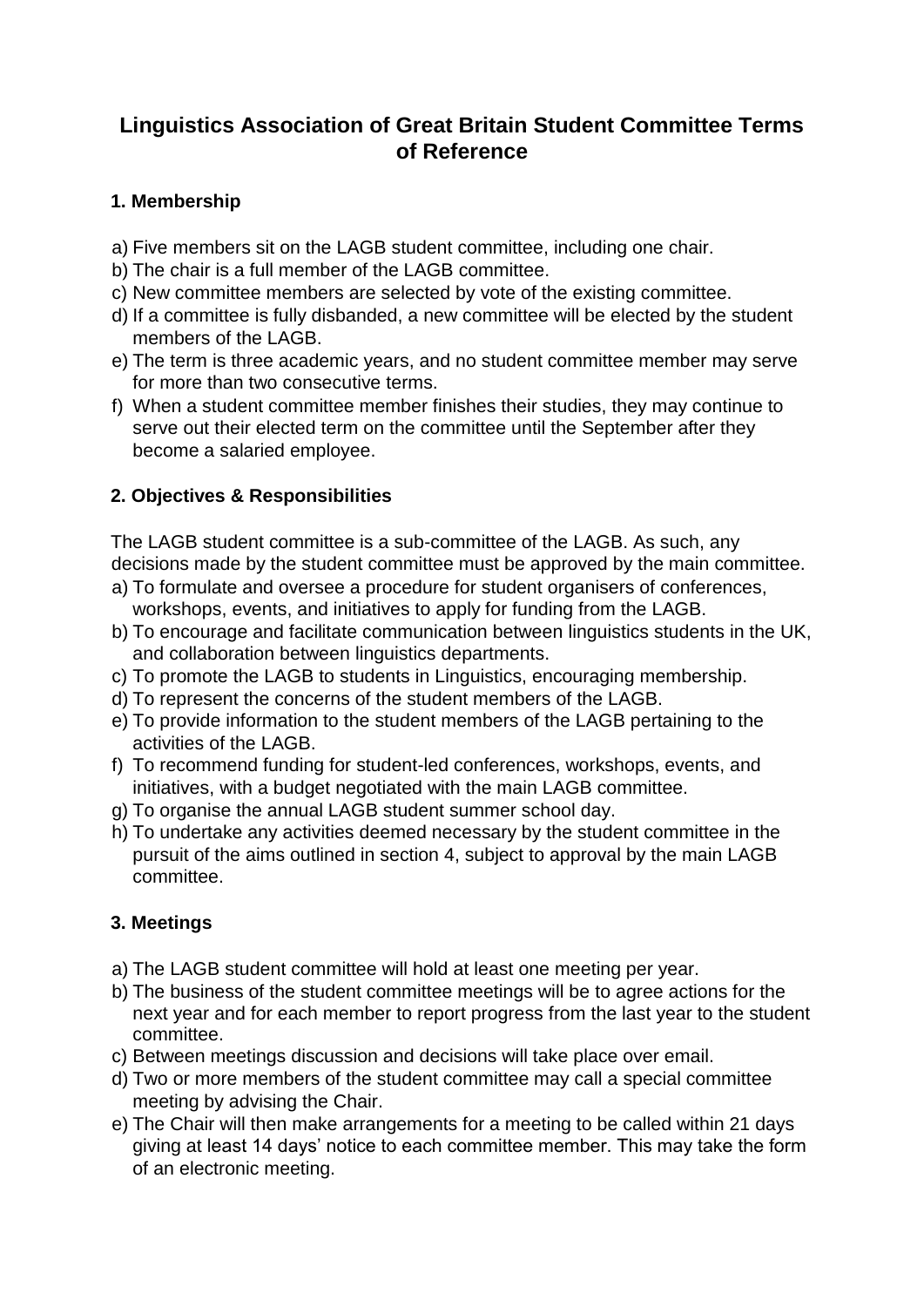# Linguistics Association of Great Britain Student Committee Terms of Reference

### 1. Membership

a) Five members sit on the LAGB student committee, including one chair.
b) The chair is a full member of the LAGB committee.
c) New committee members are selected by vote of the existing committee.
d) If a committee is fully disbanded, a new committee will be elected by the student members of the LAGB.
e) The term is three academic years, and no student committee member may serve for more than two consecutive terms.
f) When a student committee member finishes their studies, they may continue to serve out their elected term on the committee until the September after they become a salaried employee.

### 2. Objectives & Responsibilities

The LAGB student committee is a sub-committee of the LAGB. As such, any decisions made by the student committee must be approved by the main committee.

a) To formulate and oversee a procedure for student organisers of conferences, workshops, events, and initiatives to apply for funding from the LAGB.
b) To encourage and facilitate communication between linguistics students in the UK, and collaboration between linguistics departments.
c) To promote the LAGB to students in Linguistics, encouraging membership.
d) To represent the concerns of the student members of the LAGB.
e) To provide information to the student members of the LAGB pertaining to the activities of the LAGB.
f) To recommend funding for student-led conferences, workshops, events, and initiatives, with a budget negotiated with the main LAGB committee.
g) To organise the annual LAGB student summer school day.
h) To undertake any activities deemed necessary by the student committee in the pursuit of the aims outlined in section 4, subject to approval by the main LAGB committee.

### 3. Meetings

a) The LAGB student committee will hold at least one meeting per year.
b) The business of the student committee meetings will be to agree actions for the next year and for each member to report progress from the last year to the student committee.
c) Between meetings discussion and decisions will take place over email.
d) Two or more members of the student committee may call a special committee meeting by advising the Chair.
e) The Chair will then make arrangements for a meeting to be called within 21 days giving at least 14 days' notice to each committee member. This may take the form of an electronic meeting.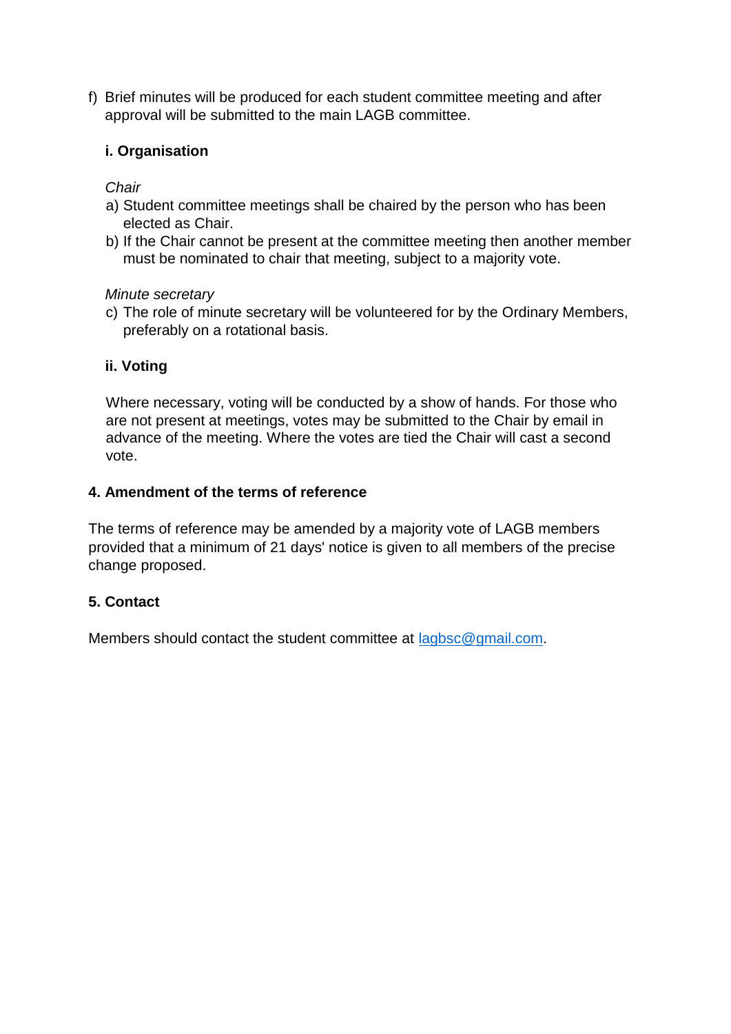f) Brief minutes will be produced for each student committee meeting and after approval will be submitted to the main LAGB committee.

### i. Organisation

*Chair*

a) Student committee meetings shall be chaired by the person who has been elected as Chair.
b) If the Chair cannot be present at the committee meeting then another member must be nominated to chair that meeting, subject to a majority vote.

*Minute secretary*

c) The role of minute secretary will be volunteered for by the Ordinary Members, preferably on a rotational basis.

### ii. Voting

Where necessary, voting will be conducted by a show of hands. For those who are not present at meetings, votes may be submitted to the Chair by email in advance of the meeting. Where the votes are tied the Chair will cast a second vote.

## 4. Amendment of the terms of reference

The terms of reference may be amended by a majority vote of LAGB members provided that a minimum of 21 days' notice is given to all members of the precise change proposed.

## 5. Contact

Members should contact the student committee at [lagbsc@gmail.com](mailto:lagbsc@gmail.com).